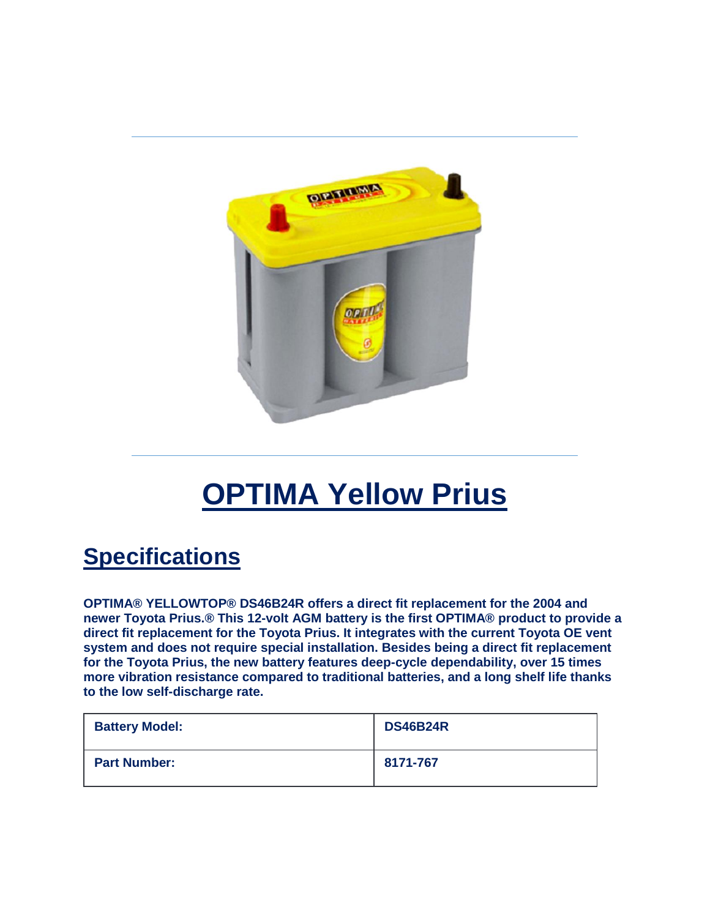# OPTIMA Yellow Prius

## Specifications

**OPTIMA® YELLOWTOP® DS46B24R offers a direct fit replacement for the 2004 and newer Toyota Prius.® This 12-volt AGM battery is the first OPTIMA® product to provide a direct fit replacement for the Toyota Prius. It integrates with the current Toyota OE vent system and does not require special installation. Besides being a direct fit replacement for the Toyota Prius, the new battery features deep-cycle dependability, over 15 times more vibration resistance compared to traditional batteries, and a long shelf life thanks to the low self-discharge rate.**

| Battery Model: | DS46B24R |
|---|---|
| Part Number: | 8171-767 |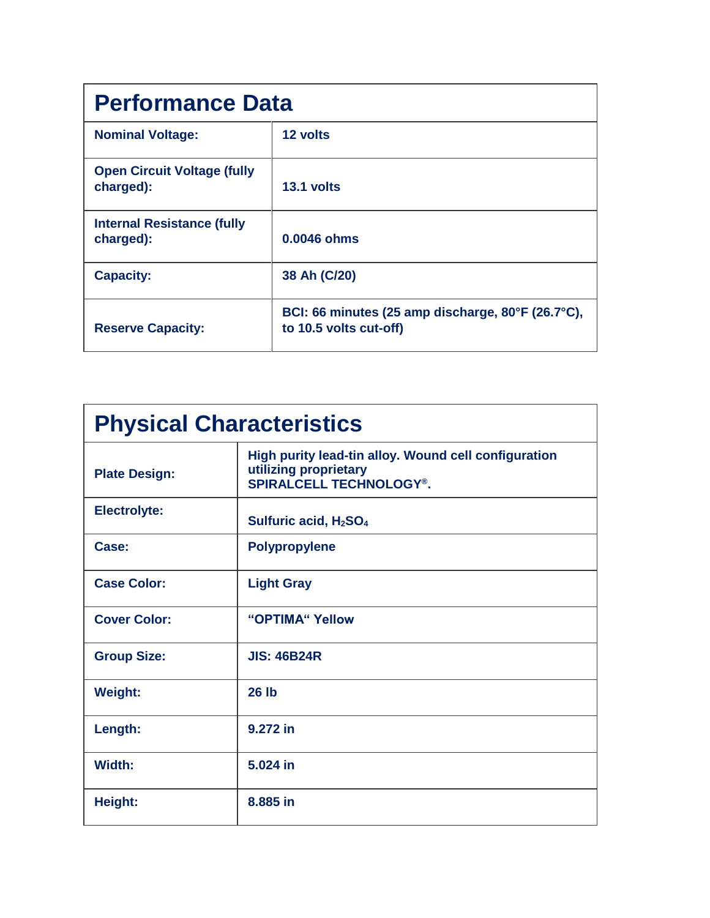| Performance Data | |
|---|---|
| **Nominal Voltage:** | **12 volts** |
| **Open Circuit Voltage (fully charged):** | **13.1 volts** |
| **Internal Resistance (fully charged):** | **0.0046 ohms** |
| **Capacity:** | **38 Ah (C/20)** |
| **Reserve Capacity:** | **BCI: 66 minutes (25 amp discharge, 80°F (26.7°C), to 10.5 volts cut-off)** |

| Physical Characteristics | |
|---|---|
| **Plate Design:** | **High purity lead-tin alloy. Wound cell configuration utilizing proprietary SPIRALCELL TECHNOLOGY®.** |
| **Electrolyte:** | **Sulfuric acid, $H_2SO_4$** |
| **Case:** | **Polypropylene** |
| **Case Color:** | **Light Gray** |
| **Cover Color:** | **“OPTIMA“ Yellow** |
| **Group Size:** | **JIS: 46B24R** |
| **Weight:** | **26 lb** |
| **Length:** | **9.272 in** |
| **Width:** | **5.024 in** |
| **Height:** | **8.885 in** |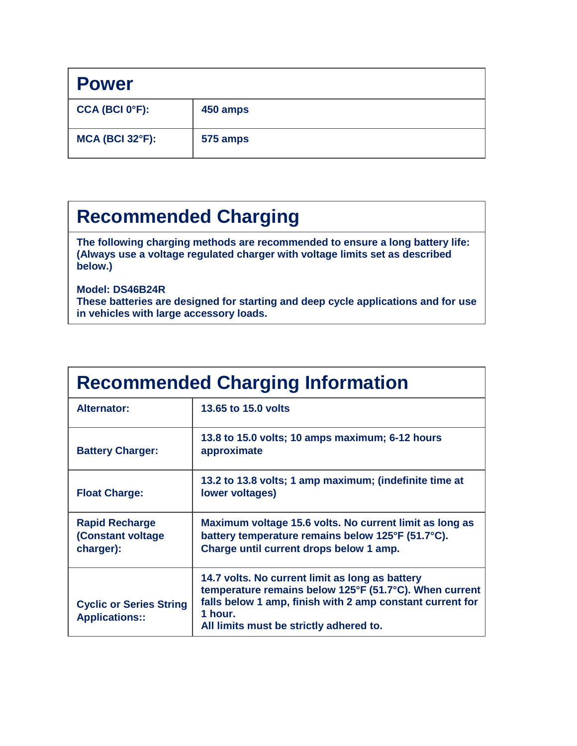## Power

| | |
|---|---|
| **CCA (BCI 0°F):** | **450 amps** |
| **MCA (BCI 32°F):** | **575 amps** |

## Recommended Charging

**The following charging methods are recommended to ensure a long battery life: (Always use a voltage regulated charger with voltage limits set as described below.)**

**Model: DS46B24R**
**These batteries are designed for starting and deep cycle applications and for use in vehicles with large accessory loads.**

## Recommended Charging Information

| | |
|---|---|
| **Alternator:** | **13.65 to 15.0 volts** |
| **Battery Charger:** | **13.8 to 15.0 volts; 10 amps maximum; 6-12 hours approximate** |
| **Float Charge:** | **13.2 to 13.8 volts; 1 amp maximum; (indefinite time at lower voltages)** |
| **Rapid Recharge (Constant voltage charger):** | **Maximum voltage 15.6 volts. No current limit as long as battery temperature remains below 125°F (51.7°C). Charge until current drops below 1 amp.** |
| **Cyclic or Series String Applications::** | **14.7 volts. No current limit as long as battery temperature remains below 125°F (51.7°C). When current falls below 1 amp, finish with 2 amp constant current for 1 hour.** **All limits must be strictly adhered to.** |